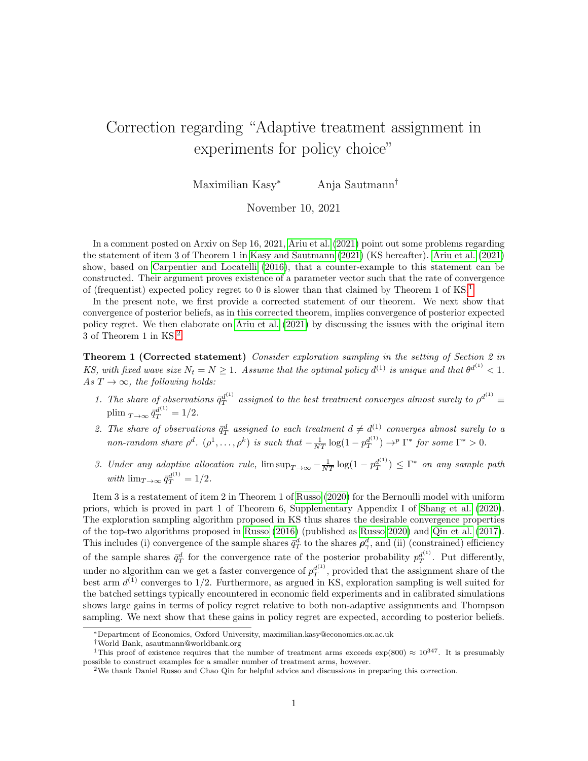# Correction regarding "Adaptive treatment assignment in experiments for policy choice"

Maximilian Kasy* Anja Sautmann†

November 10, 2021

In a comment posted on Arxiv on Sep 16, 2021, Ariu et al. (2021) point out some problems regarding the statement of item 3 of Theorem 1 in Kasy and Sautmann (2021) (KS hereafter). Ariu et al. (2021) show, based on Carpentier and Locatelli (2016), that a counter-example to this statement can be constructed. Their argument proves existence of a parameter vector such that the rate of convergence of (frequentist) expected policy regret to 0 is slower than that claimed by Theorem 1 of KS.[1]

In the present note, we first provide a corrected statement of our theorem. We next show that convergence of posterior beliefs, as in this corrected theorem, implies convergence of posterior expected policy regret. We then elaborate on Ariu et al. (2021) by discussing the issues with the original item 3 of Theorem 1 in KS.[2]

**Theorem 1 (Corrected statement)** *Consider exploration sampling in the setting of Section 2 in KS, with fixed wave size $N_t = N \geq 1$. Assume that the optimal policy $d^{(1)}$ is unique and that $\theta^{d^{(1)}} < 1$. As $T \to \infty$, the following holds:*

1. *The share of observations $\bar{q}_T^{d^{(1)}}$ assigned to the best treatment converges almost surely to $\rho^{d^{(1)}} \equiv \text{plim}_{T\to\infty} \bar{q}_T^{d^{(1)}} = 1/2$.*
2. *The share of observations $\bar{q}_T^d$ assigned to each treatment $d \neq d^{(1)}$ converges almost surely to a non-random share $\rho^d$. $(\rho^1, \ldots, \rho^k)$ is such that $-\frac{1}{NT}\log(1 - p_T^{d^{(1)}}) \to^p \Gamma^*$ for some $\Gamma^* > 0$.*
3. *Under any adaptive allocation rule, $\limsup_{T\to\infty} -\frac{1}{NT}\log(1 - p_T^{d^{(1)}}) \leq \Gamma^*$ on any sample path with $\lim_{T\to\infty} \bar{q}_T^{d^{(1)}} = 1/2$.*

Item 3 is a restatement of item 2 in Theorem 1 of Russo (2020) for the Bernoulli model with uniform priors, which is proved in part 1 of Theorem 6, Supplementary Appendix I of Shang et al. (2020). The exploration sampling algorithm proposed in KS thus shares the desirable convergence properties of the top-two algorithms proposed in Russo (2016) (published as Russo 2020) and Qin et al. (2017). This includes (i) convergence of the sample shares $\bar{q}_T^d$ to the shares $\boldsymbol{\rho}_\gamma^d$, and (ii) (constrained) efficiency of the sample shares $\bar{q}_T^d$ for the convergence rate of the posterior probability $p_T^{d^{(1)}}$. Put differently, under no algorithm can we get a faster convergence of $p_T^{d^{(1)}}$, provided that the assignment share of the best arm $d^{(1)}$ converges to 1/2. Furthermore, as argued in KS, exploration sampling is well suited for the batched settings typically encountered in economic field experiments and in calibrated simulations shows large gains in terms of policy regret relative to both non-adaptive assignments and Thompson sampling. We next show that these gains in policy regret are expected, according to posterior beliefs.

*Department of Economics, Oxford University, maximilian.kasy@economics.ox.ac.uk

†World Bank, asautmann@worldbank.org

[1] This proof of existence requires that the number of treatment arms exceeds $\exp(800) \approx 10^{347}$. It is presumably possible to construct examples for a smaller number of treatment arms, however.

[2] We thank Daniel Russo and Chao Qin for helpful advice and discussions in preparing this correction.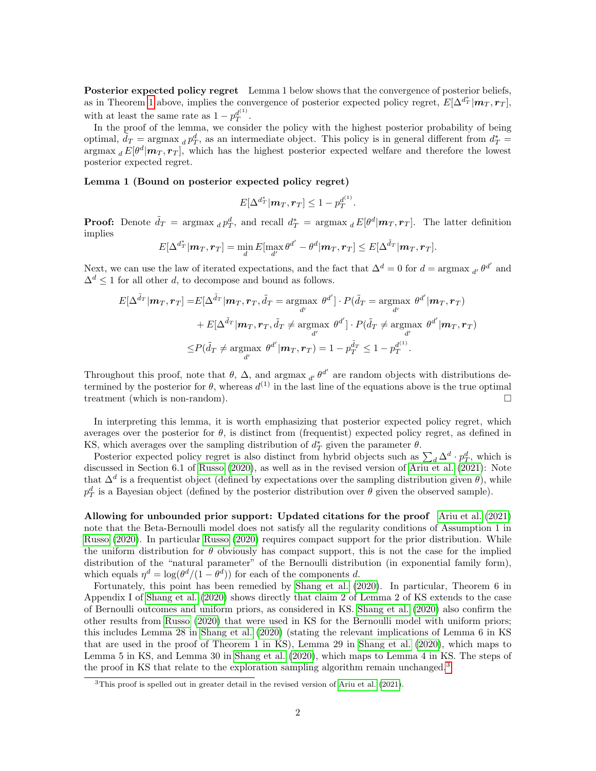**Posterior expected policy regret** Lemma 1 below shows that the convergence of posterior beliefs, as in Theorem 1 above, implies the convergence of posterior expected policy regret, $E[\Delta^{d_T^*}|\boldsymbol{m}_T, \boldsymbol{r}_T]$, with at least the same rate as $1 - p_T^{d^{(1)}}$.

In the proof of the lemma, we consider the policy with the highest posterior probability of being optimal, $\tilde{d}_T = \text{argmax}_d\, p_T^d$, as an intermediate object. This policy is in general different from $d_T^* = \text{argmax}_d\, E[\theta^d|\boldsymbol{m}_T, \boldsymbol{r}_T]$, which has the highest posterior expected welfare and therefore the lowest posterior expected regret.

**Lemma 1 (Bound on posterior expected policy regret)**

$$E[\Delta^{d_T^*}|\boldsymbol{m}_T, \boldsymbol{r}_T] \leq 1 - p_T^{d^{(1)}}.$$

**Proof:** Denote $\tilde{d}_T = \text{argmax}_d\, p_T^d$, and recall $d_T^* = \text{argmax}_d\, E[\theta^d|\boldsymbol{m}_T, \boldsymbol{r}_T]$. The latter definition implies

$$E[\Delta^{d_T^*}|\boldsymbol{m}_T, \boldsymbol{r}_T] = \min_d E[\max_{d'} \theta^{d'} - \theta^d|\boldsymbol{m}_T, \boldsymbol{r}_T] \leq E[\Delta^{\tilde{d}_T}|\boldsymbol{m}_T, \boldsymbol{r}_T].$$

Next, we can use the law of iterated expectations, and the fact that $\Delta^d = 0$ for $d = \text{argmax}_{d'}\, \theta^{d'}$ and $\Delta^d \leq 1$ for all other $d$, to decompose and bound as follows.

$$\begin{aligned}
E[\Delta^{\tilde{d}_T}|\boldsymbol{m}_T, \boldsymbol{r}_T] =& E[\Delta^{\tilde{d}_T}|\boldsymbol{m}_T, \boldsymbol{r}_T, \tilde{d}_T = \underset{d'}{\text{argmax}}\ \theta^{d'}] \cdot P(\tilde{d}_T = \underset{d'}{\text{argmax}}\ \theta^{d'}|\boldsymbol{m}_T, \boldsymbol{r}_T) \\
&+ E[\Delta^{\tilde{d}_T}|\boldsymbol{m}_T, \boldsymbol{r}_T, \tilde{d}_T \neq \underset{d'}{\text{argmax}}\ \theta^{d'}] \cdot P(\tilde{d}_T \neq \underset{d'}{\text{argmax}}\ \theta^{d'}|\boldsymbol{m}_T, \boldsymbol{r}_T) \\
\leq& P(\tilde{d}_T \neq \underset{d'}{\text{argmax}}\ \theta^{d'}|\boldsymbol{m}_T, \boldsymbol{r}_T) = 1 - p_T^{\tilde{d}_T} \leq 1 - p_T^{d^{(1)}}.
\end{aligned}$$

Throughout this proof, note that $\theta$, $\Delta$, and $\text{argmax}_{d'}\, \theta^{d'}$ are random objects with distributions determined by the posterior for $\theta$, whereas $d^{(1)}$ in the last line of the equations above is the true optimal treatment (which is non-random). □

In interpreting this lemma, it is worth emphasizing that posterior expected policy regret, which averages over the posterior for $\theta$, is distinct from (frequentist) expected policy regret, as defined in KS, which averages over the sampling distribution of $d_T^*$ given the parameter $\theta$.

Posterior expected policy regret is also distinct from hybrid objects such as $\sum_d \Delta^d \cdot p_T^d$, which is discussed in Section 6.1 of Russo (2020), as well as in the revised version of Ariu et al. (2021): Note that $\Delta^d$ is a frequentist object (defined by expectations over the sampling distribution given $\theta$), while $p_T^d$ is a Bayesian object (defined by the posterior distribution over $\theta$ given the observed sample).

**Allowing for unbounded prior support: Updated citations for the proof** Ariu et al. (2021) note that the Beta-Bernoulli model does not satisfy all the regularity conditions of Assumption 1 in Russo (2020). In particular Russo (2020) requires compact support for the prior distribution. While the uniform distribution for $\theta$ obviously has compact support, this is not the case for the implied distribution of the "natural parameter" of the Bernoulli distribution (in exponential family form), which equals $\eta^d = \log(\theta^d/(1 - \theta^d))$ for each of the components $d$.

Fortunately, this point has been remedied by Shang et al. (2020). In particular, Theorem 6 in Appendix I of Shang et al. (2020) shows directly that claim 2 of Lemma 2 of KS extends to the case of Bernoulli outcomes and uniform priors, as considered in KS. Shang et al. (2020) also confirm the other results from Russo (2020) that were used in KS for the Bernoulli model with uniform priors; this includes Lemma 28 in Shang et al. (2020) (stating the relevant implications of Lemma 6 in KS that are used in the proof of Theorem 1 in KS), Lemma 29 in Shang et al. (2020), which maps to Lemma 5 in KS, and Lemma 30 in Shang et al. (2020), which maps to Lemma 4 in KS. The steps of the proof in KS that relate to the exploration sampling algorithm remain unchanged.[3]

[3] This proof is spelled out in greater detail in the revised version of Ariu et al. (2021).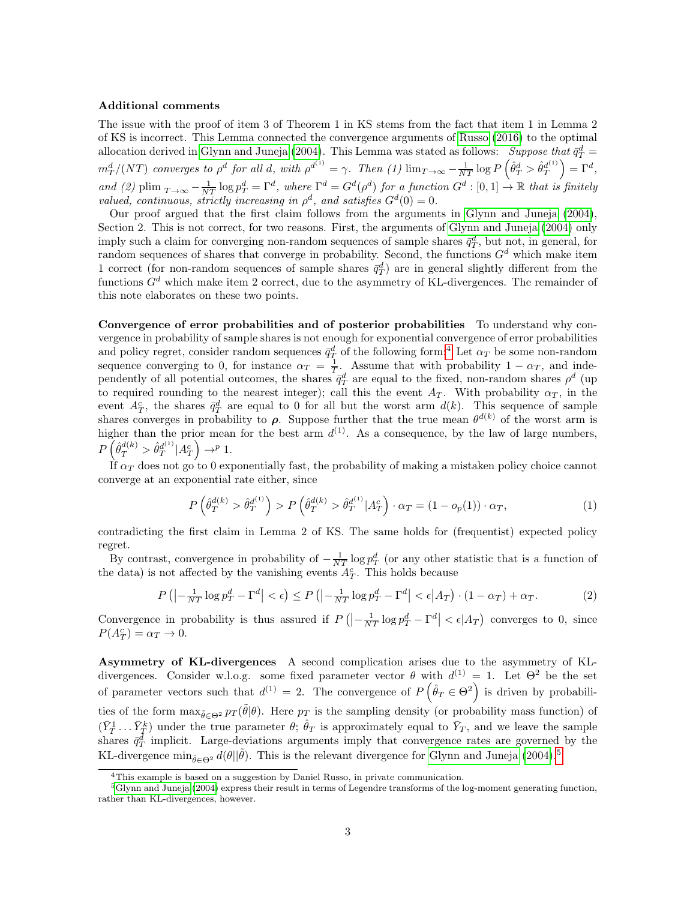**Additional comments**

The issue with the proof of item 3 of Theorem 1 in KS stems from the fact that item 1 in Lemma 2 of KS is incorrect. This Lemma connected the convergence arguments of Russo (2016) to the optimal allocation derived in Glynn and Juneja (2004). This Lemma was stated as follows: *Suppose that $\bar{q}_T^d = m_T^d/(NT)$ converges to $\rho^d$ for all $d$, with $\rho^{d^{(1)}} = \gamma$. Then (1) $\lim_{T\to\infty} -\frac{1}{NT}\log P\left(\hat{\theta}_T^d > \hat{\theta}_T^{d^{(1)}}\right) = \Gamma^d$, and (2) $\text{plim}_{T\to\infty} -\frac{1}{NT}\log p_T^d = \Gamma^d$, where $\Gamma^d = G^d(\rho^d)$ for a function $G^d : [0,1] \to \mathbb{R}$ that is finitely valued, continuous, strictly increasing in $\rho^d$, and satisfies $G^d(0) = 0$.*

Our proof argued that the first claim follows from the arguments in Glynn and Juneja (2004), Section 2. This is not correct, for two reasons. First, the arguments of Glynn and Juneja (2004) only imply such a claim for converging non-random sequences of sample shares $\bar{q}_T^d$, but not, in general, for random sequences of shares that converge in probability. Second, the functions $G^d$ which make item 1 correct (for non-random sequences of sample shares $\bar{q}_T^d$) are in general slightly different from the functions $G^d$ which make item 2 correct, due to the asymmetry of KL-divergences. The remainder of this note elaborates on these two points.

**Convergence of error probabilities and of posterior probabilities** To understand why convergence in probability of sample shares is not enough for exponential convergence of error probabilities and policy regret, consider random sequences $\bar{q}_T^d$ of the following form.[4] Let $\alpha_T$ be some non-random sequence converging to 0, for instance $\alpha_T = \frac{1}{T}$. Assume that with probability $1 - \alpha_T$, and independently of all potential outcomes, the shares $\bar{q}_T^d$ are equal to the fixed, non-random shares $\rho^d$ (up to required rounding to the nearest integer); call this the event $A_T$. With probability $\alpha_T$, in the event $A_T^c$, the shares $\bar{q}_T^d$ are equal to 0 for all but the worst arm $d(k)$. This sequence of sample shares converges in probability to $\boldsymbol{\rho}$. Suppose further that the true mean $\theta^{d(k)}$ of the worst arm is higher than the prior mean for the best arm $d^{(1)}$. As a consequence, by the law of large numbers, $P\left(\hat{\theta}_T^{d(k)} > \hat{\theta}_T^{d^{(1)}} | A_T^c\right) \to^p 1$.

If $\alpha_T$ does not go to 0 exponentially fast, the probability of making a mistaken policy choice cannot converge at an exponential rate either, since

$$P\left(\hat{\theta}_T^{d(k)} > \hat{\theta}_T^{d^{(1)}}\right) > P\left(\hat{\theta}_T^{d(k)} > \hat{\theta}_T^{d^{(1)}} | A_T^c\right) \cdot \alpha_T = (1 - o_p(1)) \cdot \alpha_T, \tag{1}$$

contradicting the first claim in Lemma 2 of KS. The same holds for (frequentist) expected policy regret.

By contrast, convergence in probability of $-\frac{1}{NT}\log p_T^d$ (or any other statistic that is a function of the data) is not affected by the vanishing events $A_T^c$. This holds because

$$P\left(\left|-\tfrac{1}{NT}\log p_T^d - \Gamma^d\right| < \epsilon\right) \le P\left(\left|-\tfrac{1}{NT}\log p_T^d - \Gamma^d\right| < \epsilon \middle| A_T\right) \cdot (1 - \alpha_T) + \alpha_T. \tag{2}$$

Convergence in probability is thus assured if $P\left(\left|-\frac{1}{NT}\log p_T^d - \Gamma^d\right| < \epsilon | A_T\right)$ converges to 0, since $P(A_T^c) = \alpha_T \to 0$.

**Asymmetry of KL-divergences** A second complication arises due to the asymmetry of KL-divergences. Consider w.l.o.g. some fixed parameter vector $\theta$ with $d^{(1)} = 1$. Let $\Theta^2$ be the set of parameter vectors such that $d^{(1)} = 2$. The convergence of $P\left(\hat{\theta}_T \in \Theta^2\right)$ is driven by probabilities of the form $\max_{\tilde{\theta}\in\Theta^2} p_T(\tilde{\theta}|\theta)$. Here $p_T$ is the sampling density (or probability mass function) of $(\bar{Y}_T^1 \ldots \bar{Y}_T^k)$ under the true parameter $\theta$; $\hat{\theta}_T$ is approximately equal to $\bar{Y}_T$, and we leave the sample shares $\bar{q}_T^d$ implicit. Large-deviations arguments imply that convergence rates are governed by the KL-divergence $\min_{\tilde{\theta}\in\Theta^2} d(\theta||\tilde{\theta})$. This is the relevant divergence for Glynn and Juneja (2004).[5]

---

[4] This example is based on a suggestion by Daniel Russo, in private communication.

[5] Glynn and Juneja (2004) express their result in terms of Legendre transforms of the log-moment generating function, rather than KL-divergences, however.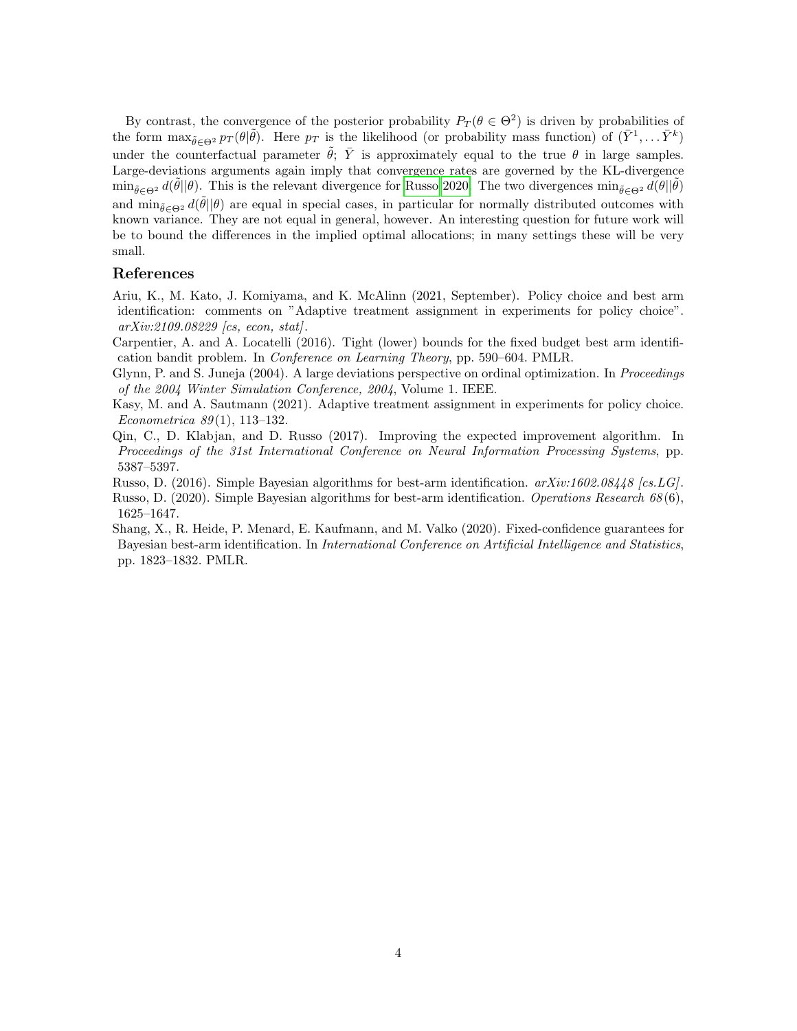By contrast, the convergence of the posterior probability $P_T(\theta \in \Theta^2)$ is driven by probabilities of the form $\max_{\tilde{\theta} \in \Theta^2} p_T(\theta|\tilde{\theta})$. Here $p_T$ is the likelihood (or probability mass function) of $(\bar{Y}^1, \ldots \bar{Y}^k)$ under the counterfactual parameter $\tilde{\theta}$; $\bar{Y}$ is approximately equal to the true $\theta$ in large samples. Large-deviations arguments again imply that convergence rates are governed by the KL-divergence $\min_{\tilde{\theta} \in \Theta^2} d(\tilde{\theta}||\theta)$. This is the relevant divergence for Russo 2020. The two divergences $\min_{\tilde{\theta} \in \Theta^2} d(\theta||\tilde{\theta})$ and $\min_{\tilde{\theta} \in \Theta^2} d(\tilde{\theta}||\theta)$ are equal in special cases, in particular for normally distributed outcomes with known variance. They are not equal in general, however. An interesting question for future work will be to bound the differences in the implied optimal allocations; in many settings these will be very small.

## References

Ariu, K., M. Kato, J. Komiyama, and K. McAlinn (2021, September). Policy choice and best arm identification: comments on "Adaptive treatment assignment in experiments for policy choice". *arXiv:2109.08229 [cs, econ, stat]*.

Carpentier, A. and A. Locatelli (2016). Tight (lower) bounds for the fixed budget best arm identification bandit problem. In *Conference on Learning Theory*, pp. 590–604. PMLR.

Glynn, P. and S. Juneja (2004). A large deviations perspective on ordinal optimization. In *Proceedings of the 2004 Winter Simulation Conference, 2004*, Volume 1. IEEE.

Kasy, M. and A. Sautmann (2021). Adaptive treatment assignment in experiments for policy choice. *Econometrica 89*(1), 113–132.

Qin, C., D. Klabjan, and D. Russo (2017). Improving the expected improvement algorithm. In *Proceedings of the 31st International Conference on Neural Information Processing Systems*, pp. 5387–5397.

Russo, D. (2016). Simple Bayesian algorithms for best-arm identification. *arXiv:1602.08448 [cs.LG]*.

Russo, D. (2020). Simple Bayesian algorithms for best-arm identification. *Operations Research 68*(6), 1625–1647.

Shang, X., R. Heide, P. Menard, E. Kaufmann, and M. Valko (2020). Fixed-confidence guarantees for Bayesian best-arm identification. In *International Conference on Artificial Intelligence and Statistics*, pp. 1823–1832. PMLR.